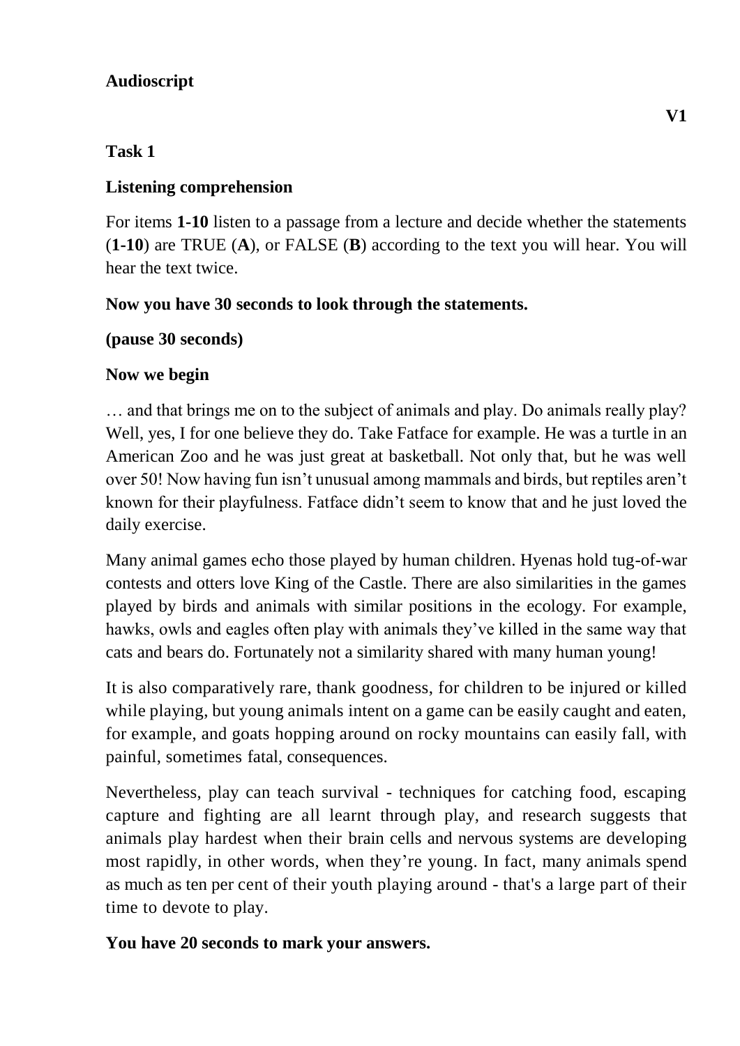## Audioscript

**V1**

### Task 1

### Listening comprehension

For items **1-10** listen to a passage from a lecture and decide whether the statements (**1-10**) are TRUE (**A**), or FALSE (**B**) according to the text you will hear. You will hear the text twice.

**Now you have 30 seconds to look through the statements.**

**(pause 30 seconds)**

**Now we begin**

… and that brings me on to the subject of animals and play. Do animals really play? Well, yes, I for one believe they do. Take Fatface for example. He was a turtle in an American Zoo and he was just great at basketball. Not only that, but he was well over 50! Now having fun isn't unusual among mammals and birds, but reptiles aren't known for their playfulness. Fatface didn't seem to know that and he just loved the daily exercise.

Many animal games echo those played by human children. Hyenas hold tug-of-war contests and otters love King of the Castle. There are also similarities in the games played by birds and animals with similar positions in the ecology. For example, hawks, owls and eagles often play with animals they've killed in the same way that cats and bears do. Fortunately not a similarity shared with many human young!

It is also comparatively rare, thank goodness, for children to be injured or killed while playing, but young animals intent on a game can be easily caught and eaten, for example, and goats hopping around on rocky mountains can easily fall, with painful, sometimes fatal, consequences.

Nevertheless, play can teach survival - techniques for catching food, escaping capture and fighting are all learnt through play, and research suggests that animals play hardest when their brain cells and nervous systems are developing most rapidly, in other words, when they're young. In fact, many animals spend as much as ten per cent of their youth playing around - that's a large part of their time to devote to play.

**You have 20 seconds to mark your answers.**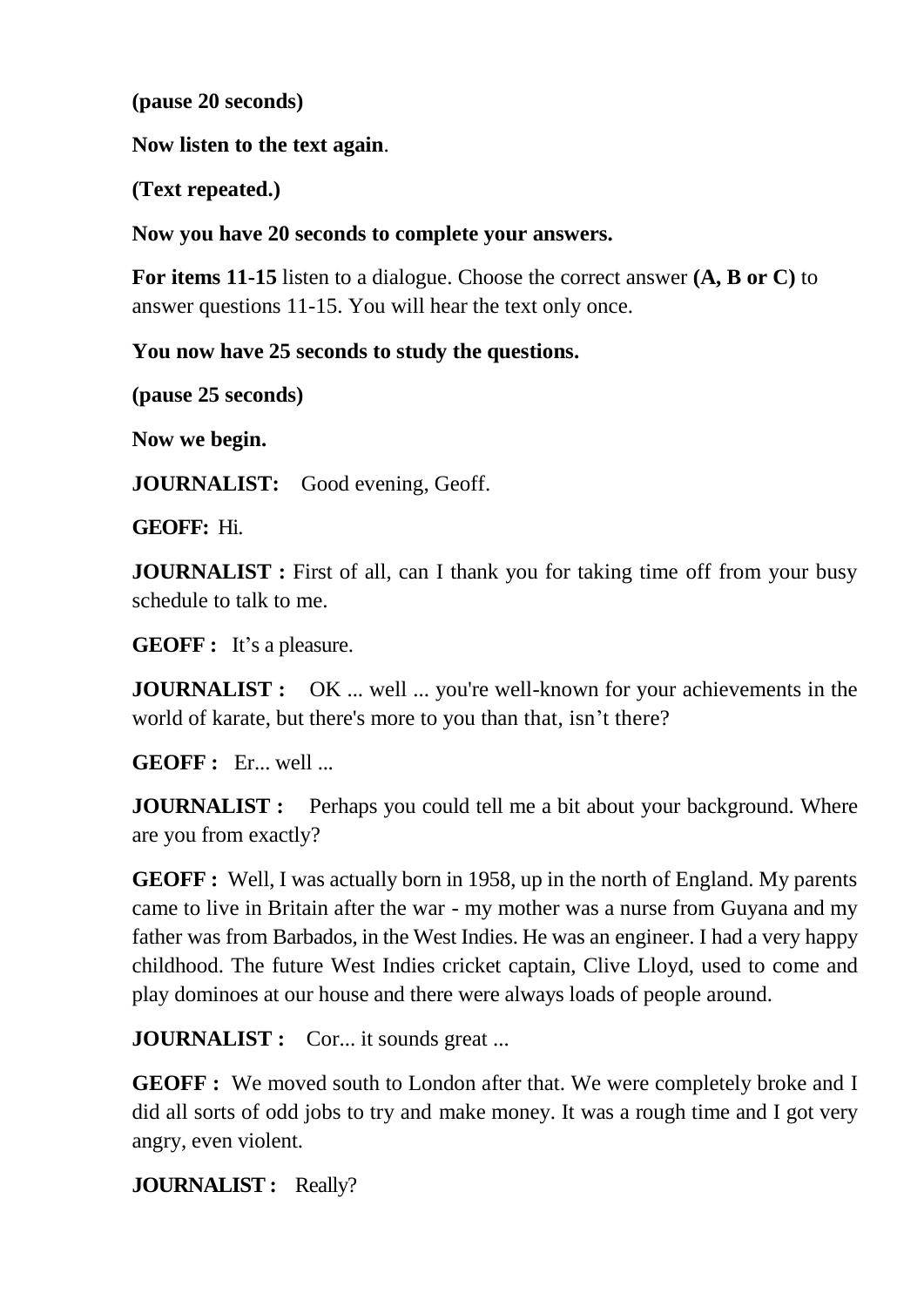**(pause 20 seconds)**

**Now listen to the text again**.

**(Text repeated.)**

**Now you have 20 seconds to complete your answers.**

**For items 11-15** listen to a dialogue. Choose the correct answer **(A, B or C)** to answer questions 11-15. You will hear the text only once.

**You now have 25 seconds to study the questions.**

**(pause 25 seconds)**

**Now we begin.**

**JOURNALIST:** Good evening, Geoff.

**GEOFF:** Hi.

**JOURNALIST :** First of all, can I thank you for taking time off from your busy schedule to talk to me.

**GEOFF :** It's a pleasure.

**JOURNALIST :** OK ... well ... you're well-known for your achievements in the world of karate, but there's more to you than that, isn't there?

**GEOFF :** Er... well ...

**JOURNALIST :** Perhaps you could tell me a bit about your background. Where are you from exactly?

**GEOFF :** Well, I was actually born in 1958, up in the north of England. My parents came to live in Britain after the war - my mother was a nurse from Guyana and my father was from Barbados, in the West Indies. He was an engineer. I had a very happy childhood. The future West Indies cricket captain, Clive Lloyd, used to come and play dominoes at our house and there were always loads of people around.

**JOURNALIST :** Cor... it sounds great ...

**GEOFF :** We moved south to London after that. We were completely broke and I did all sorts of odd jobs to try and make money. It was a rough time and I got very angry, even violent.

**JOURNALIST :** Really?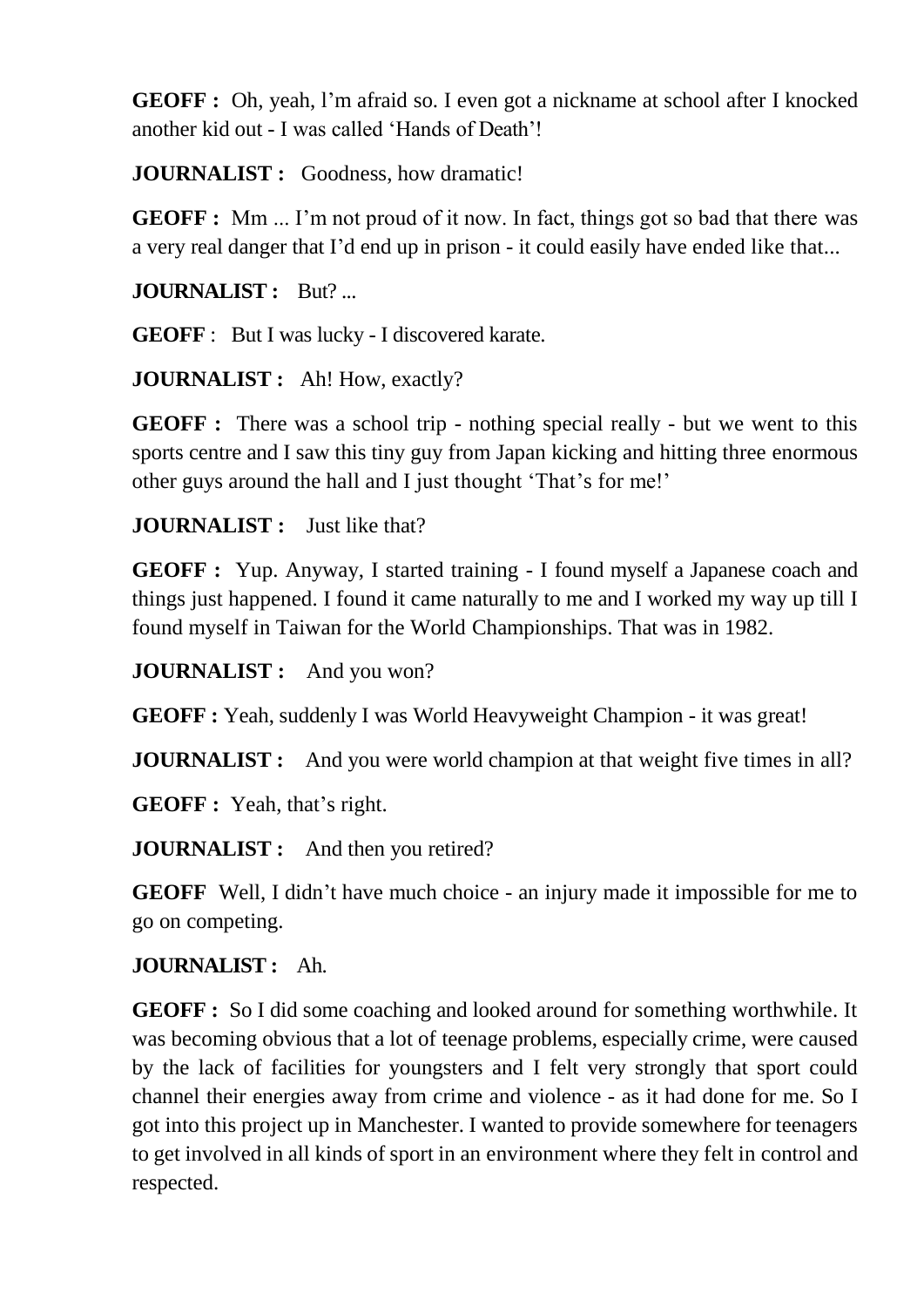**GEOFF :** Oh, yeah, l'm afraid so. I even got a nickname at school after I knocked another kid out - I was called 'Hands of Death'!

**JOURNALIST :** Goodness, how dramatic!

**GEOFF :** Mm ... I'm not proud of it now. In fact, things got so bad that there was a very real danger that I'd end up in prison - it could easily have ended like that...

**JOURNALIST :** But? ...

**GEOFF** : But I was lucky - I discovered karate.

**JOURNALIST :** Ah! How, exactly?

**GEOFF :** There was a school trip - nothing special really - but we went to this sports centre and I saw this tiny guy from Japan kicking and hitting three enormous other guys around the hall and I just thought 'That's for me!'

**JOURNALIST :** Just like that?

**GEOFF :** Yup. Anyway, I started training - I found myself a Japanese coach and things just happened. I found it came naturally to me and I worked my way up till I found myself in Taiwan for the World Championships. That was in 1982.

**JOURNALIST :** And you won?

**GEOFF :** Yeah, suddenly I was World Heavyweight Champion - it was great!

**JOURNALIST :** And you were world champion at that weight five times in all?

**GEOFF :** Yeah, that's right.

**JOURNALIST :** And then you retired?

**GEOFF** Well, I didn't have much choice - an injury made it impossible for me to go on competing.

**JOURNALIST :** Ah.

**GEOFF :** So I did some coaching and looked around for something worthwhile. It was becoming obvious that a lot of teenage problems, especially crime, were caused by the lack of facilities for youngsters and I felt very strongly that sport could channel their energies away from crime and violence - as it had done for me. So I got into this project up in Manchester. I wanted to provide somewhere for teenagers to get involved in all kinds of sport in an environment where they felt in control and respected.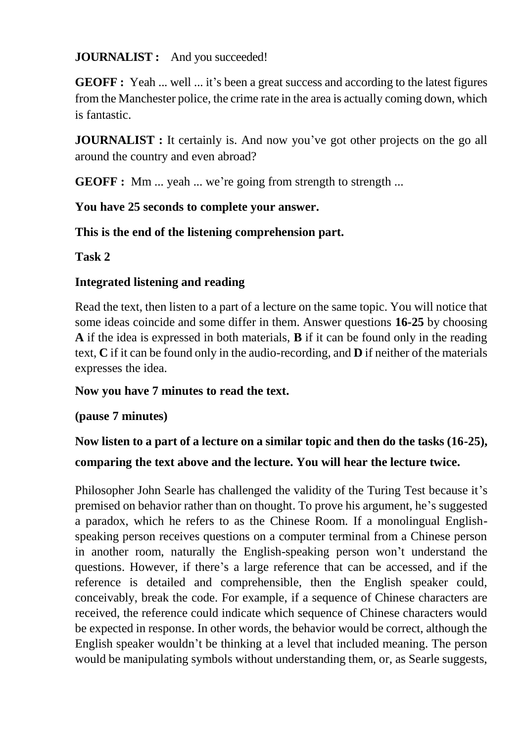**JOURNALIST :** And you succeeded!

**GEOFF :** Yeah ... well ... it's been a great success and according to the latest figures from the Manchester police, the crime rate in the area is actually coming down, which is fantastic.

**JOURNALIST :** It certainly is. And now you've got other projects on the go all around the country and even abroad?

**GEOFF :** Mm ... yeah ... we're going from strength to strength ...

**You have 25 seconds to complete your answer.**

**This is the end of the listening comprehension part.**

**Task 2**

**Integrated listening and reading**

Read the text, then listen to a part of a lecture on the same topic. You will notice that some ideas coincide and some differ in them. Answer questions **16-25** by choosing **A** if the idea is expressed in both materials, **B** if it can be found only in the reading text, **C** if it can be found only in the audio-recording, and **D** if neither of the materials expresses the idea.

**Now you have 7 minutes to read the text.**

**(pause 7 minutes)**

**Now listen to a part of a lecture on a similar topic and then do the tasks (16-25), comparing the text above and the lecture. You will hear the lecture twice.**

Philosopher John Searle has challenged the validity of the Turing Test because it's premised on behavior rather than on thought. To prove his argument, he's suggested a paradox, which he refers to as the Chinese Room. If a monolingual English-speaking person receives questions on a computer terminal from a Chinese person in another room, naturally the English-speaking person won't understand the questions. However, if there's a large reference that can be accessed, and if the reference is detailed and comprehensible, then the English speaker could, conceivably, break the code. For example, if a sequence of Chinese characters are received, the reference could indicate which sequence of Chinese characters would be expected in response. In other words, the behavior would be correct, although the English speaker wouldn't be thinking at a level that included meaning. The person would be manipulating symbols without understanding them, or, as Searle suggests,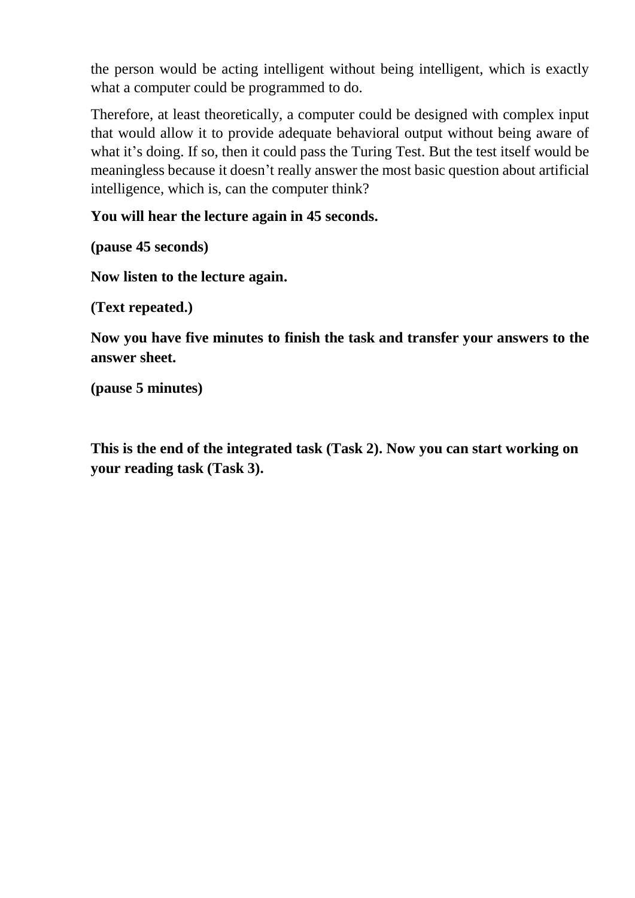the person would be acting intelligent without being intelligent, which is exactly what a computer could be programmed to do.

Therefore, at least theoretically, a computer could be designed with complex input that would allow it to provide adequate behavioral output without being aware of what it's doing. If so, then it could pass the Turing Test. But the test itself would be meaningless because it doesn't really answer the most basic question about artificial intelligence, which is, can the computer think?

**You will hear the lecture again in 45 seconds.**

**(pause 45 seconds)**

**Now listen to the lecture again.**

**(Text repeated.)**

**Now you have five minutes to finish the task and transfer your answers to the answer sheet.**

**(pause 5 minutes)**

**This is the end of the integrated task (Task 2). Now you can start working on your reading task (Task 3).**